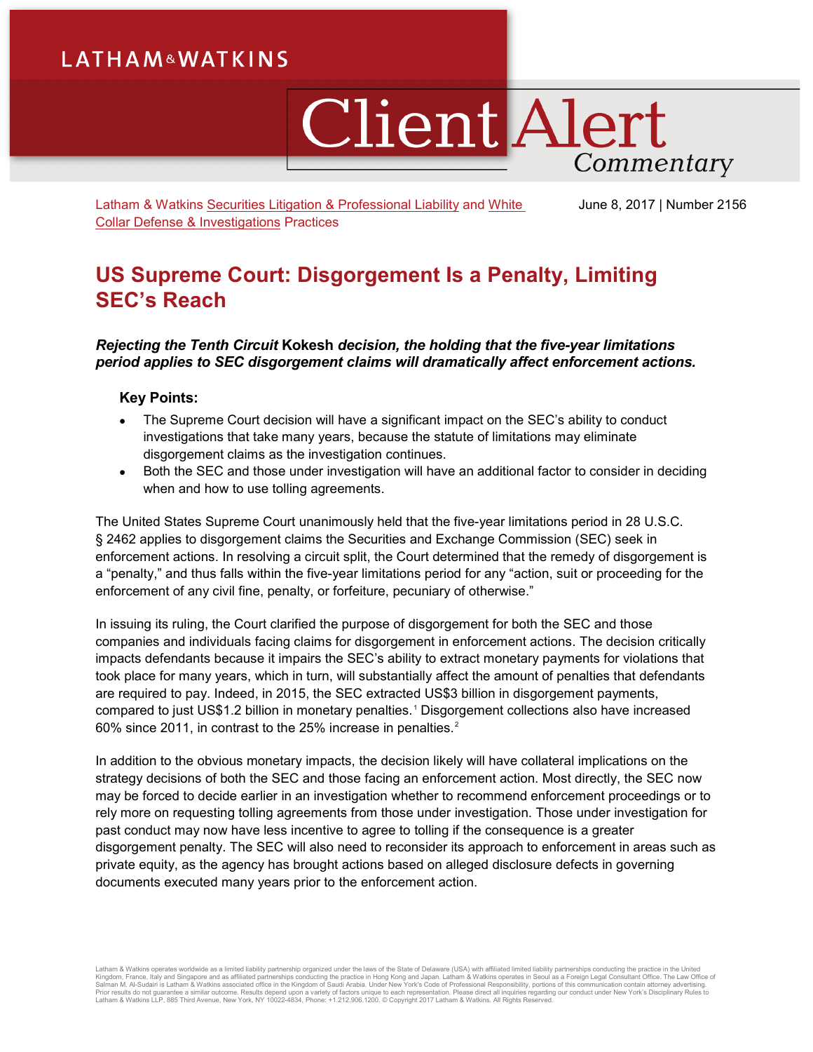LATHAM & WATKINS

# Client Alert Commentary

Latham & Watkins Securities Litigation & Professional Liability and White Collar Defense & Investigations Practices

June 8, 2017 | Number 2156

## US Supreme Court: Disgorgement Is a Penalty, Limiting SEC's Reach

***Rejecting the Tenth Circuit* Kokesh *decision, the holding that the five-year limitations period applies to SEC disgorgement claims will dramatically affect enforcement actions.***

**Key Points:**

- The Supreme Court decision will have a significant impact on the SEC's ability to conduct investigations that take many years, because the statute of limitations may eliminate disgorgement claims as the investigation continues.
- Both the SEC and those under investigation will have an additional factor to consider in deciding when and how to use tolling agreements.

The United States Supreme Court unanimously held that the five-year limitations period in 28 U.S.C. § 2462 applies to disgorgement claims the Securities and Exchange Commission (SEC) seek in enforcement actions. In resolving a circuit split, the Court determined that the remedy of disgorgement is a "penalty," and thus falls within the five-year limitations period for any "action, suit or proceeding for the enforcement of any civil fine, penalty, or forfeiture, pecuniary of otherwise."

In issuing its ruling, the Court clarified the purpose of disgorgement for both the SEC and those companies and individuals facing claims for disgorgement in enforcement actions. The decision critically impacts defendants because it impairs the SEC's ability to extract monetary payments for violations that took place for many years, which in turn, will substantially affect the amount of penalties that defendants are required to pay. Indeed, in 2015, the SEC extracted US$3 billion in disgorgement payments, compared to just US$1.2 billion in monetary penalties.[1] Disgorgement collections also have increased 60% since 2011, in contrast to the 25% increase in penalties.[2]

In addition to the obvious monetary impacts, the decision likely will have collateral implications on the strategy decisions of both the SEC and those facing an enforcement action. Most directly, the SEC now may be forced to decide earlier in an investigation whether to recommend enforcement proceedings or to rely more on requesting tolling agreements from those under investigation. Those under investigation for past conduct may now have less incentive to agree to tolling if the consequence is a greater disgorgement penalty. The SEC will also need to reconsider its approach to enforcement in areas such as private equity, as the agency has brought actions based on alleged disclosure defects in governing documents executed many years prior to the enforcement action.

Latham & Watkins operates worldwide as a limited liability partnership organized under the laws of the State of Delaware (USA) with affiliated limited liability partnerships conducting the practice in the United Kingdom, France, Italy and Singapore and as affiliated partnerships conducting the practice in Hong Kong and Japan. Latham & Watkins operates in Seoul as a Foreign Legal Consultant Office. The Law Office of Salman M. Al-Sudairi is Latham & Watkins associated office in the Kingdom of Saudi Arabia. Under New York's Code of Professional Responsibility, portions of this communication contain attorney advertising. Prior results do not guarantee a similar outcome. Results depend upon a variety of factors unique to each representation. Please direct all inquiries regarding our conduct under New York's Disciplinary Rules to Latham & Watkins LLP, 885 Third Avenue, New York, NY 10022-4834, Phone: +1.212.906.1200. © Copyright 2017 Latham & Watkins. All Rights Reserved.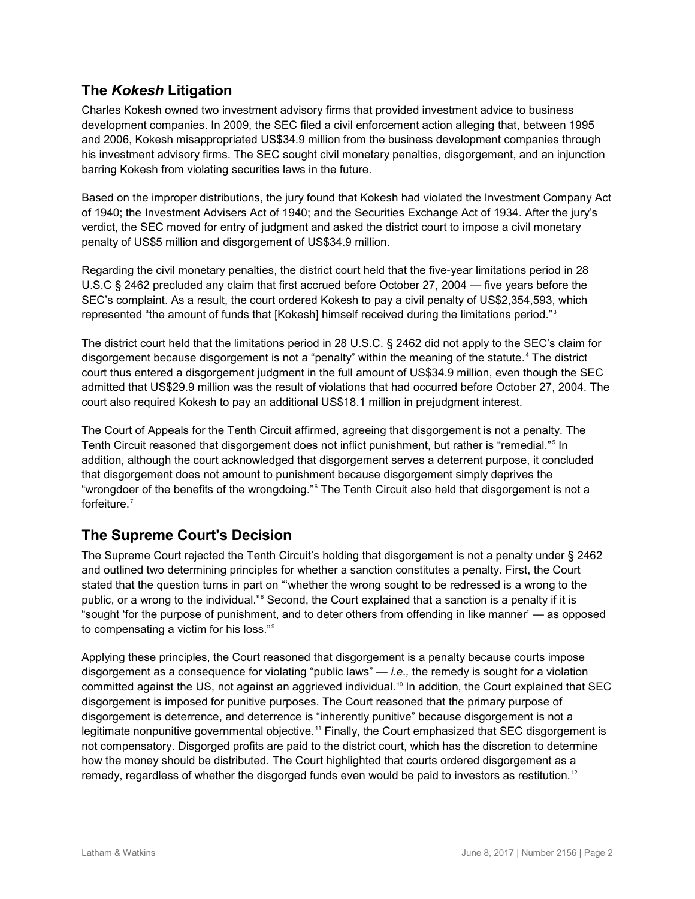## The *Kokesh* Litigation

Charles Kokesh owned two investment advisory firms that provided investment advice to business development companies. In 2009, the SEC filed a civil enforcement action alleging that, between 1995 and 2006, Kokesh misappropriated US$34.9 million from the business development companies through his investment advisory firms. The SEC sought civil monetary penalties, disgorgement, and an injunction barring Kokesh from violating securities laws in the future.

Based on the improper distributions, the jury found that Kokesh had violated the Investment Company Act of 1940; the Investment Advisers Act of 1940; and the Securities Exchange Act of 1934. After the jury's verdict, the SEC moved for entry of judgment and asked the district court to impose a civil monetary penalty of US$5 million and disgorgement of US$34.9 million.

Regarding the civil monetary penalties, the district court held that the five-year limitations period in 28 U.S.C § 2462 precluded any claim that first accrued before October 27, 2004 — five years before the SEC's complaint. As a result, the court ordered Kokesh to pay a civil penalty of US$2,354,593, which represented "the amount of funds that [Kokesh] himself received during the limitations period."[3]

The district court held that the limitations period in 28 U.S.C. § 2462 did not apply to the SEC's claim for disgorgement because disgorgement is not a "penalty" within the meaning of the statute.[4] The district court thus entered a disgorgement judgment in the full amount of US$34.9 million, even though the SEC admitted that US$29.9 million was the result of violations that had occurred before October 27, 2004. The court also required Kokesh to pay an additional US$18.1 million in prejudgment interest.

The Court of Appeals for the Tenth Circuit affirmed, agreeing that disgorgement is not a penalty. The Tenth Circuit reasoned that disgorgement does not inflict punishment, but rather is "remedial."[5] In addition, although the court acknowledged that disgorgement serves a deterrent purpose, it concluded that disgorgement does not amount to punishment because disgorgement simply deprives the "wrongdoer of the benefits of the wrongdoing."[6] The Tenth Circuit also held that disgorgement is not a forfeiture.[7]

## The Supreme Court's Decision

The Supreme Court rejected the Tenth Circuit's holding that disgorgement is not a penalty under § 2462 and outlined two determining principles for whether a sanction constitutes a penalty. First, the Court stated that the question turns in part on "'whether the wrong sought to be redressed is a wrong to the public, or a wrong to the individual."[8] Second, the Court explained that a sanction is a penalty if it is "sought 'for the purpose of punishment, and to deter others from offending in like manner' — as opposed to compensating a victim for his loss."[9]

Applying these principles, the Court reasoned that disgorgement is a penalty because courts impose disgorgement as a consequence for violating "public laws" — *i.e.,* the remedy is sought for a violation committed against the US, not against an aggrieved individual.[10] In addition, the Court explained that SEC disgorgement is imposed for punitive purposes. The Court reasoned that the primary purpose of disgorgement is deterrence, and deterrence is "inherently punitive" because disgorgement is not a legitimate nonpunitive governmental objective.[11] Finally, the Court emphasized that SEC disgorgement is not compensatory. Disgorged profits are paid to the district court, which has the discretion to determine how the money should be distributed. The Court highlighted that courts ordered disgorgement as a remedy, regardless of whether the disgorged funds even would be paid to investors as restitution.[12]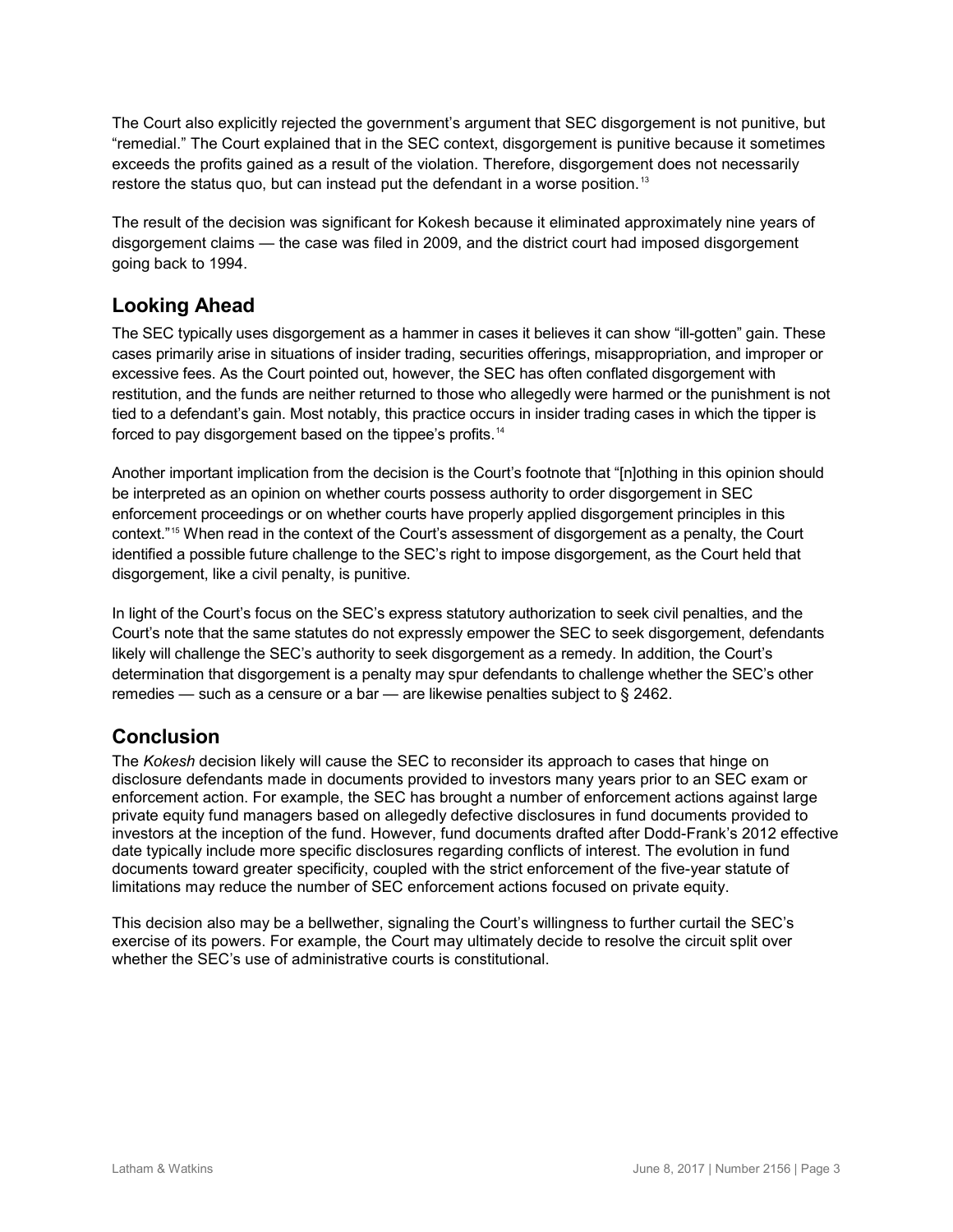The Court also explicitly rejected the government's argument that SEC disgorgement is not punitive, but "remedial." The Court explained that in the SEC context, disgorgement is punitive because it sometimes exceeds the profits gained as a result of the violation. Therefore, disgorgement does not necessarily restore the status quo, but can instead put the defendant in a worse position.[13]

The result of the decision was significant for Kokesh because it eliminated approximately nine years of disgorgement claims — the case was filed in 2009, and the district court had imposed disgorgement going back to 1994.

## Looking Ahead

The SEC typically uses disgorgement as a hammer in cases it believes it can show "ill-gotten" gain. These cases primarily arise in situations of insider trading, securities offerings, misappropriation, and improper or excessive fees. As the Court pointed out, however, the SEC has often conflated disgorgement with restitution, and the funds are neither returned to those who allegedly were harmed or the punishment is not tied to a defendant's gain. Most notably, this practice occurs in insider trading cases in which the tipper is forced to pay disgorgement based on the tippee's profits.[14]

Another important implication from the decision is the Court's footnote that "[n]othing in this opinion should be interpreted as an opinion on whether courts possess authority to order disgorgement in SEC enforcement proceedings or on whether courts have properly applied disgorgement principles in this context."[15] When read in the context of the Court's assessment of disgorgement as a penalty, the Court identified a possible future challenge to the SEC's right to impose disgorgement, as the Court held that disgorgement, like a civil penalty, is punitive.

In light of the Court's focus on the SEC's express statutory authorization to seek civil penalties, and the Court's note that the same statutes do not expressly empower the SEC to seek disgorgement, defendants likely will challenge the SEC's authority to seek disgorgement as a remedy. In addition, the Court's determination that disgorgement is a penalty may spur defendants to challenge whether the SEC's other remedies — such as a censure or a bar — are likewise penalties subject to § 2462.

## Conclusion

The *Kokesh* decision likely will cause the SEC to reconsider its approach to cases that hinge on disclosure defendants made in documents provided to investors many years prior to an SEC exam or enforcement action. For example, the SEC has brought a number of enforcement actions against large private equity fund managers based on allegedly defective disclosures in fund documents provided to investors at the inception of the fund. However, fund documents drafted after Dodd-Frank's 2012 effective date typically include more specific disclosures regarding conflicts of interest. The evolution in fund documents toward greater specificity, coupled with the strict enforcement of the five-year statute of limitations may reduce the number of SEC enforcement actions focused on private equity.

This decision also may be a bellwether, signaling the Court's willingness to further curtail the SEC's exercise of its powers. For example, the Court may ultimately decide to resolve the circuit split over whether the SEC's use of administrative courts is constitutional.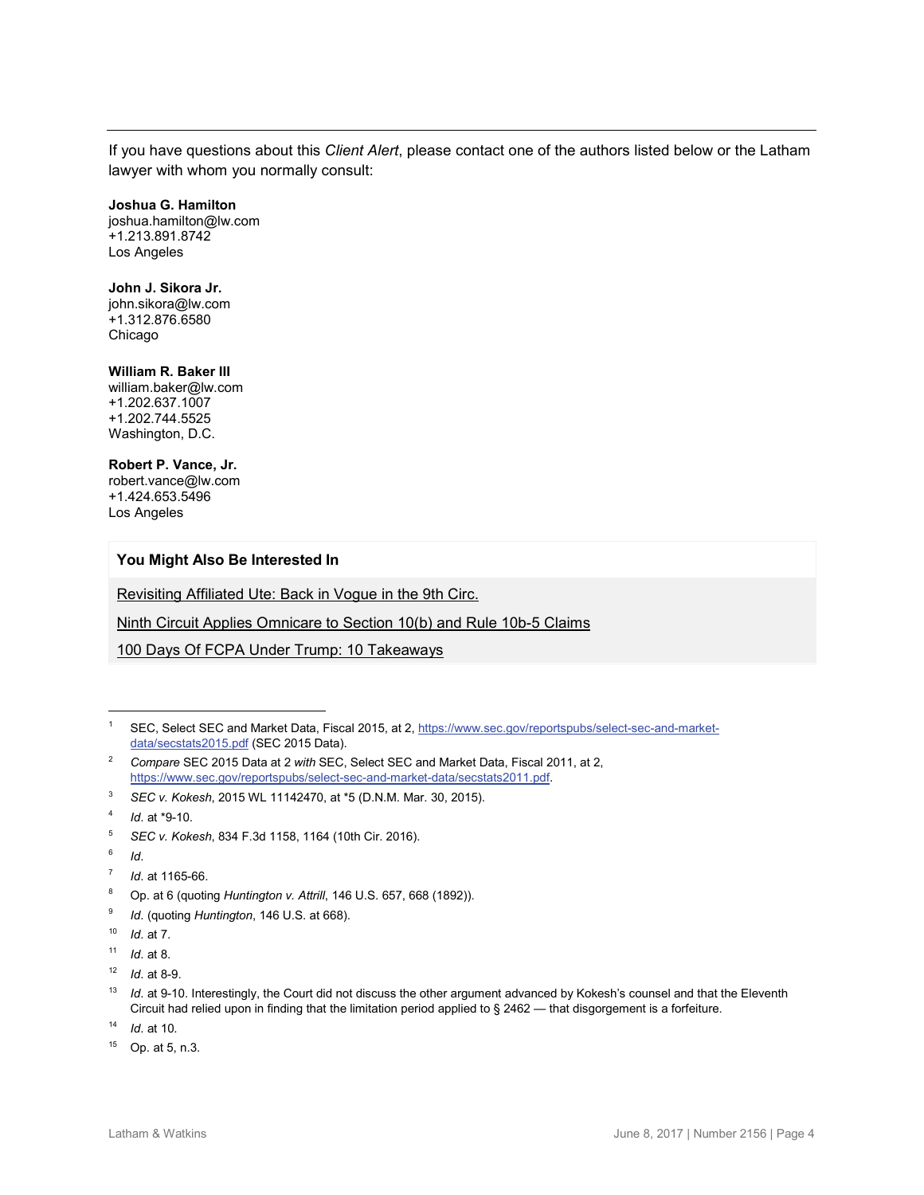If you have questions about this *Client Alert*, please contact one of the authors listed below or the Latham lawyer with whom you normally consult:

**Joshua G. Hamilton**
joshua.hamilton@lw.com
+1.213.891.8742
Los Angeles

**John J. Sikora Jr.**
john.sikora@lw.com
+1.312.876.6580
Chicago

**William R. Baker III**
william.baker@lw.com
+1.202.637.1007
+1.202.744.5525
Washington, D.C.

**Robert P. Vance, Jr.**
robert.vance@lw.com
+1.424.653.5496
Los Angeles

**You Might Also Be Interested In**

Revisiting Affiliated Ute: Back in Vogue in the 9th Circ.

Ninth Circuit Applies Omnicare to Section 10(b) and Rule 10b-5 Claims

100 Days Of FCPA Under Trump: 10 Takeaways

---

[1] SEC, Select SEC and Market Data, Fiscal 2015, at 2, https://www.sec.gov/reportspubs/select-sec-and-market-data/secstats2015.pdf (SEC 2015 Data).

[2] *Compare* SEC 2015 Data at 2 *with* SEC, Select SEC and Market Data, Fiscal 2011, at 2, https://www.sec.gov/reportspubs/select-sec-and-market-data/secstats2011.pdf.

[3] *SEC v. Kokesh*, 2015 WL 11142470, at *5 (D.N.M. Mar. 30, 2015).

[4] *Id*. at *9-10.

[5] *SEC v. Kokesh*, 834 F.3d 1158, 1164 (10th Cir. 2016).

[6] *Id*.

[7] *Id*. at 1165-66.

[8] Op. at 6 (quoting *Huntington v. Attrill*, 146 U.S. 657, 668 (1892)).

[9] *Id*. (quoting *Huntington*, 146 U.S. at 668).

[10] *Id*. at 7.

[11] *Id*. at 8.

[12] *Id*. at 8-9.

[13] *Id*. at 9-10. Interestingly, the Court did not discuss the other argument advanced by Kokesh's counsel and that the Eleventh Circuit had relied upon in finding that the limitation period applied to § 2462 — that disgorgement is a forfeiture.

[14] *Id*. at 10.

[15] Op. at 5, n.3.